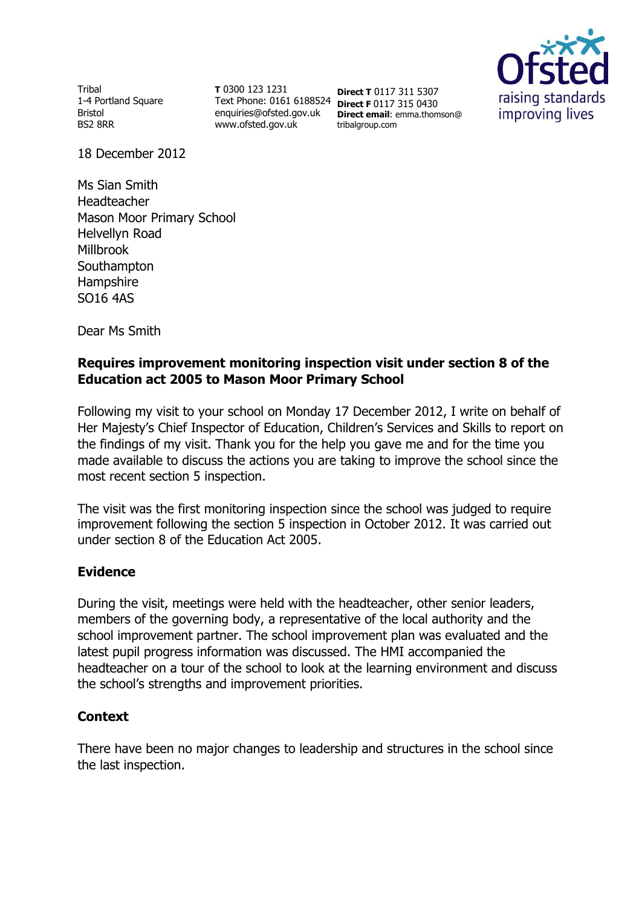Tribal
1-4 Portland Square
Bristol
BS2 8RR

**T** 0300 123 1231
Text Phone: 0161 6188524
enquiries@ofsted.gov.uk
www.ofsted.gov.uk

**Direct T** 0117 311 5307
**Direct F** 0117 315 0430
**Direct email**: emma.thomson@tribalgroup.com

Ofsted raising standards improving lives

18 December 2012

Ms Sian Smith
Headteacher
Mason Moor Primary School
Helvellyn Road
Millbrook
Southampton
Hampshire
SO16 4AS

Dear Ms Smith

**Requires improvement monitoring inspection visit under section 8 of the Education act 2005 to Mason Moor Primary School**

Following my visit to your school on Monday 17 December 2012, I write on behalf of Her Majesty's Chief Inspector of Education, Children's Services and Skills to report on the findings of my visit. Thank you for the help you gave me and for the time you made available to discuss the actions you are taking to improve the school since the most recent section 5 inspection.

The visit was the first monitoring inspection since the school was judged to require improvement following the section 5 inspection in October 2012. It was carried out under section 8 of the Education Act 2005.

## Evidence

During the visit, meetings were held with the headteacher, other senior leaders, members of the governing body, a representative of the local authority and the school improvement partner. The school improvement plan was evaluated and the latest pupil progress information was discussed. The HMI accompanied the headteacher on a tour of the school to look at the learning environment and discuss the school's strengths and improvement priorities.

## Context

There have been no major changes to leadership and structures in the school since the last inspection.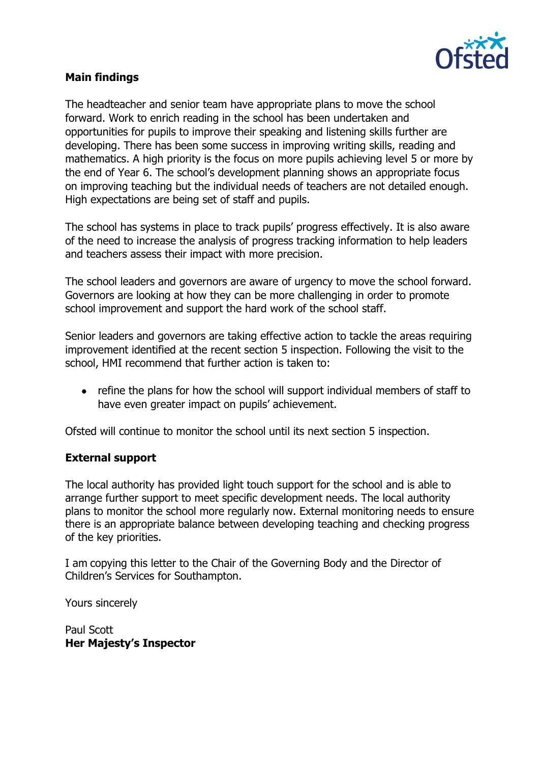## Main findings

The headteacher and senior team have appropriate plans to move the school forward. Work to enrich reading in the school has been undertaken and opportunities for pupils to improve their speaking and listening skills further are developing. There has been some success in improving writing skills, reading and mathematics. A high priority is the focus on more pupils achieving level 5 or more by the end of Year 6. The school's development planning shows an appropriate focus on improving teaching but the individual needs of teachers are not detailed enough. High expectations are being set of staff and pupils.

The school has systems in place to track pupils' progress effectively. It is also aware of the need to increase the analysis of progress tracking information to help leaders and teachers assess their impact with more precision.

The school leaders and governors are aware of urgency to move the school forward. Governors are looking at how they can be more challenging in order to promote school improvement and support the hard work of the school staff.

Senior leaders and governors are taking effective action to tackle the areas requiring improvement identified at the recent section 5 inspection. Following the visit to the school, HMI recommend that further action is taken to:

- refine the plans for how the school will support individual members of staff to have even greater impact on pupils' achievement.

Ofsted will continue to monitor the school until its next section 5 inspection.

## External support

The local authority has provided light touch support for the school and is able to arrange further support to meet specific development needs. The local authority plans to monitor the school more regularly now. External monitoring needs to ensure there is an appropriate balance between developing teaching and checking progress of the key priorities.

I am copying this letter to the Chair of the Governing Body and the Director of Children's Services for Southampton.

Yours sincerely

Paul Scott
**Her Majesty's Inspector**